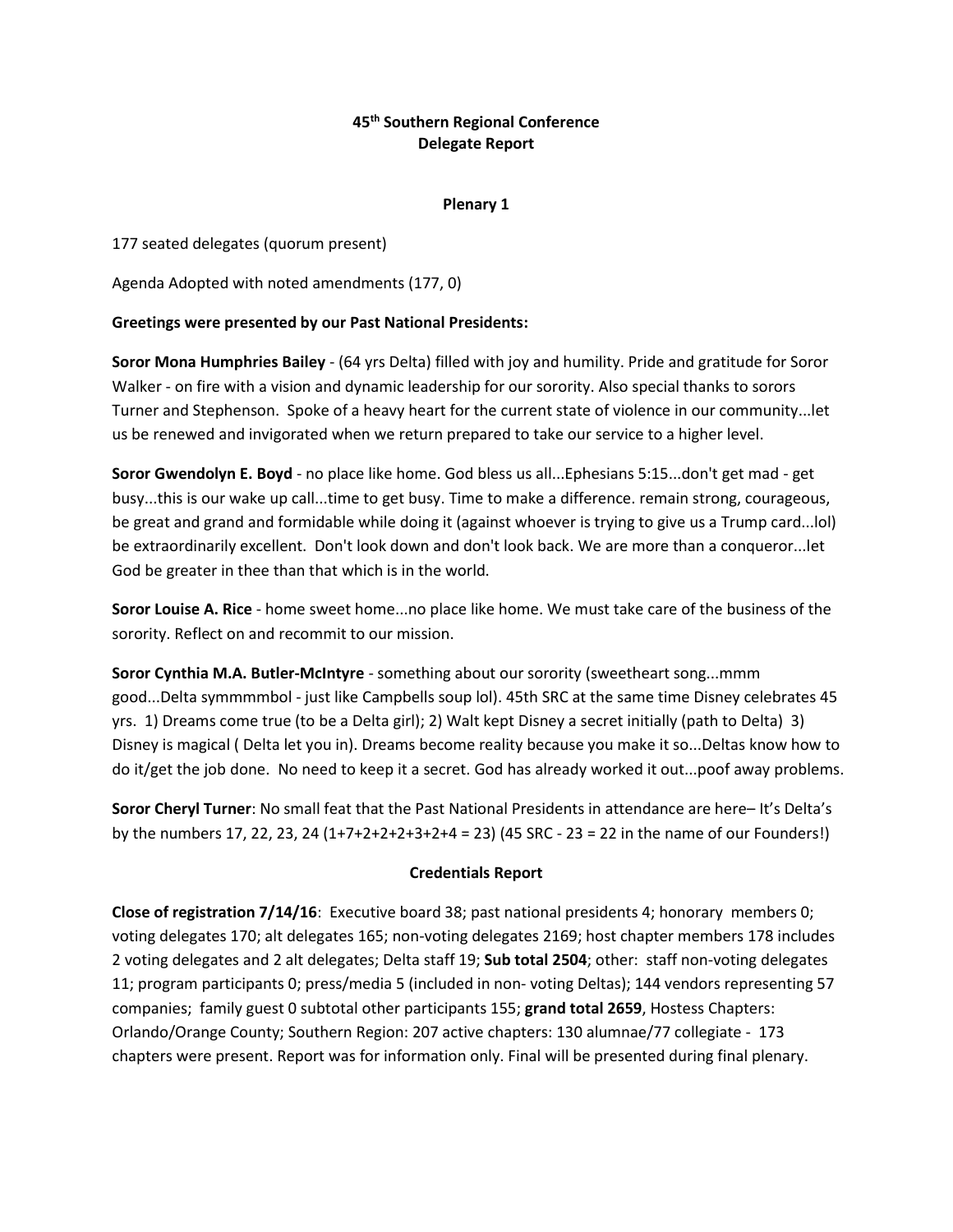# 45th Southern Regional Conference
# Delegate Report

## Plenary 1

177 seated delegates (quorum present)

Agenda Adopted with noted amendments (177, 0)

**Greetings were presented by our Past National Presidents:**

**Soror Mona Humphries Bailey** - (64 yrs Delta) filled with joy and humility. Pride and gratitude for Soror Walker - on fire with a vision and dynamic leadership for our sorority. Also special thanks to sorors Turner and Stephenson. Spoke of a heavy heart for the current state of violence in our community...let us be renewed and invigorated when we return prepared to take our service to a higher level.

**Soror Gwendolyn E. Boyd** - no place like home. God bless us all...Ephesians 5:15...don't get mad - get busy...this is our wake up call...time to get busy. Time to make a difference. remain strong, courageous, be great and grand and formidable while doing it (against whoever is trying to give us a Trump card...lol) be extraordinarily excellent. Don't look down and don't look back. We are more than a conqueror...let God be greater in thee than that which is in the world.

**Soror Louise A. Rice** - home sweet home...no place like home. We must take care of the business of the sorority. Reflect on and recommit to our mission.

**Soror Cynthia M.A. Butler-McIntyre** - something about our sorority (sweetheart song...mmm good...Delta symmmmbol - just like Campbells soup lol). 45th SRC at the same time Disney celebrates 45 yrs. 1) Dreams come true (to be a Delta girl); 2) Walt kept Disney a secret initially (path to Delta) 3) Disney is magical ( Delta let you in). Dreams become reality because you make it so...Deltas know how to do it/get the job done. No need to keep it a secret. God has already worked it out...poof away problems.

**Soror Cheryl Turner**: No small feat that the Past National Presidents in attendance are here– It's Delta's by the numbers 17, 22, 23, 24 (1+7+2+2+2+3+2+4 = 23) (45 SRC - 23 = 22 in the name of our Founders!)

## Credentials Report

**Close of registration 7/14/16**: Executive board 38; past national presidents 4; honorary members 0; voting delegates 170; alt delegates 165; non-voting delegates 2169; host chapter members 178 includes 2 voting delegates and 2 alt delegates; Delta staff 19; **Sub total 2504**; other: staff non-voting delegates 11; program participants 0; press/media 5 (included in non- voting Deltas); 144 vendors representing 57 companies; family guest 0 subtotal other participants 155; **grand total 2659**, Hostess Chapters: Orlando/Orange County; Southern Region: 207 active chapters: 130 alumnae/77 collegiate - 173 chapters were present. Report was for information only. Final will be presented during final plenary.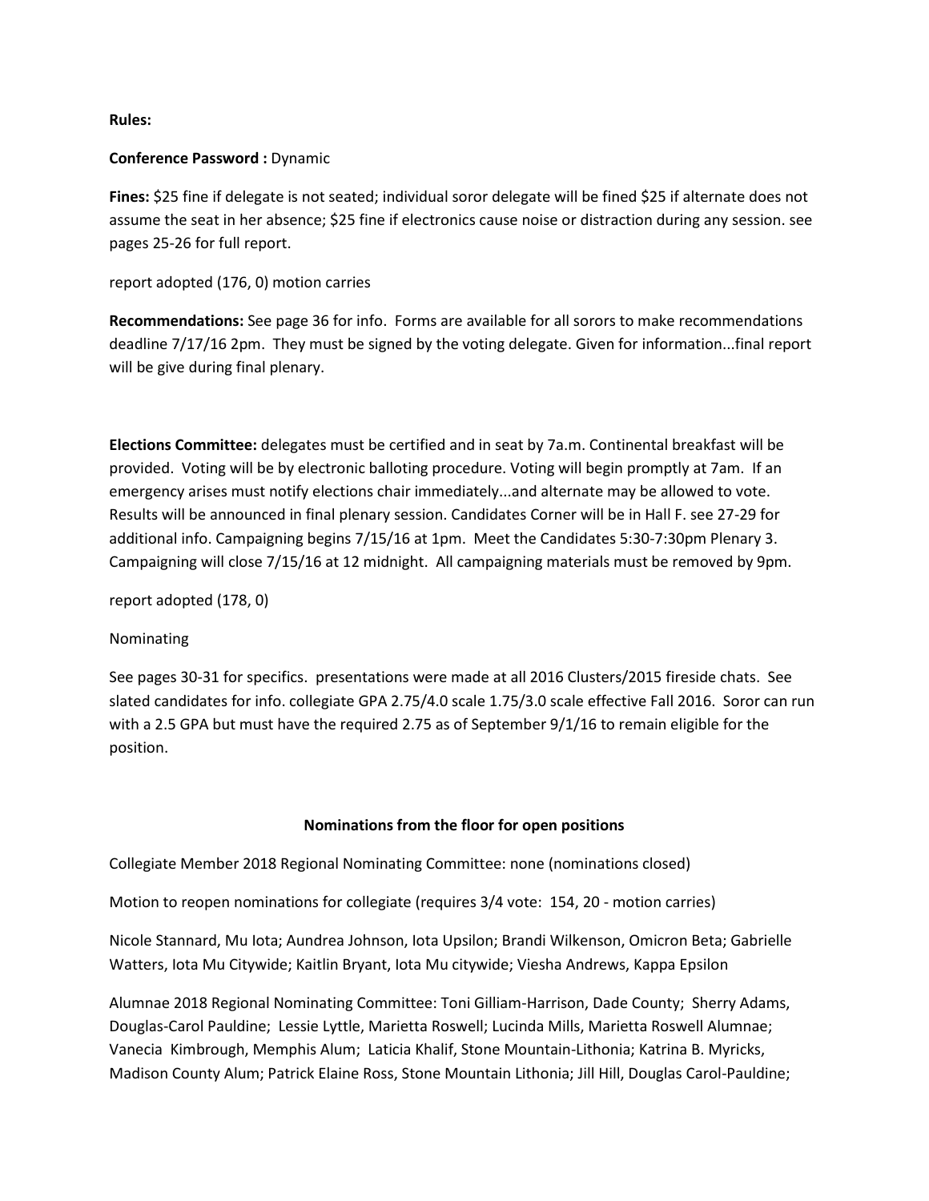**Rules:**

**Conference Password :** Dynamic

**Fines:** $25 fine if delegate is not seated; individual soror delegate will be fined $25 if alternate does not assume the seat in her absence; $25 fine if electronics cause noise or distraction during any session. see pages 25-26 for full report.

report adopted (176, 0) motion carries

**Recommendations:** See page 36 for info. Forms are available for all sorors to make recommendations deadline 7/17/16 2pm. They must be signed by the voting delegate. Given for information...final report will be give during final plenary.

**Elections Committee:** delegates must be certified and in seat by 7a.m. Continental breakfast will be provided. Voting will be by electronic balloting procedure. Voting will begin promptly at 7am. If an emergency arises must notify elections chair immediately...and alternate may be allowed to vote. Results will be announced in final plenary session. Candidates Corner will be in Hall F. see 27-29 for additional info. Campaigning begins 7/15/16 at 1pm. Meet the Candidates 5:30-7:30pm Plenary 3. Campaigning will close 7/15/16 at 12 midnight. All campaigning materials must be removed by 9pm.

report adopted (178, 0)

Nominating

See pages 30-31 for specifics. presentations were made at all 2016 Clusters/2015 fireside chats. See slated candidates for info. collegiate GPA 2.75/4.0 scale 1.75/3.0 scale effective Fall 2016. Soror can run with a 2.5 GPA but must have the required 2.75 as of September 9/1/16 to remain eligible for the position.

**Nominations from the floor for open positions**

Collegiate Member 2018 Regional Nominating Committee: none (nominations closed)

Motion to reopen nominations for collegiate (requires 3/4 vote: 154, 20 - motion carries)

Nicole Stannard, Mu Iota; Aundrea Johnson, Iota Upsilon; Brandi Wilkenson, Omicron Beta; Gabrielle Watters, Iota Mu Citywide; Kaitlin Bryant, Iota Mu citywide; Viesha Andrews, Kappa Epsilon

Alumnae 2018 Regional Nominating Committee: Toni Gilliam-Harrison, Dade County; Sherry Adams, Douglas-Carol Pauldine; Lessie Lyttle, Marietta Roswell; Lucinda Mills, Marietta Roswell Alumnae; Vanecia Kimbrough, Memphis Alum; Laticia Khalif, Stone Mountain-Lithonia; Katrina B. Myricks, Madison County Alum; Patrick Elaine Ross, Stone Mountain Lithonia; Jill Hill, Douglas Carol-Pauldine;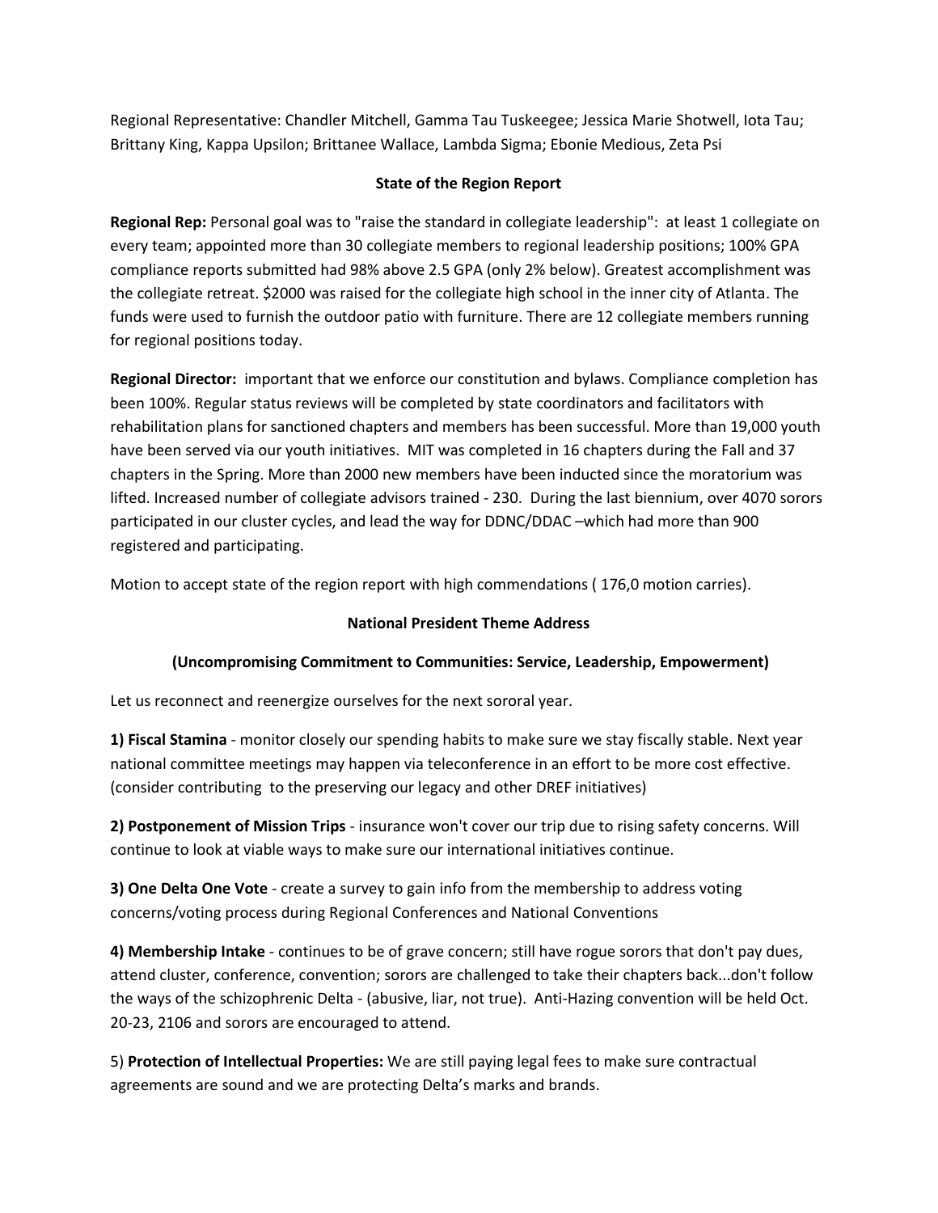Regional Representative: Chandler Mitchell, Gamma Tau Tuskeegee; Jessica Marie Shotwell, Iota Tau; Brittany King, Kappa Upsilon; Brittanee Wallace, Lambda Sigma; Ebonie Medious, Zeta Psi

**State of the Region Report**

**Regional Rep:** Personal goal was to "raise the standard in collegiate leadership": at least 1 collegiate on every team; appointed more than 30 collegiate members to regional leadership positions; 100% GPA compliance reports submitted had 98% above 2.5 GPA (only 2% below). Greatest accomplishment was the collegiate retreat. $2000 was raised for the collegiate high school in the inner city of Atlanta. The funds were used to furnish the outdoor patio with furniture. There are 12 collegiate members running for regional positions today.

**Regional Director:** important that we enforce our constitution and bylaws. Compliance completion has been 100%. Regular status reviews will be completed by state coordinators and facilitators with rehabilitation plans for sanctioned chapters and members has been successful. More than 19,000 youth have been served via our youth initiatives. MIT was completed in 16 chapters during the Fall and 37 chapters in the Spring. More than 2000 new members have been inducted since the moratorium was lifted. Increased number of collegiate advisors trained - 230. During the last biennium, over 4070 sorors participated in our cluster cycles, and lead the way for DDNC/DDAC –which had more than 900 registered and participating.

Motion to accept state of the region report with high commendations ( 176,0 motion carries).

**National President Theme Address**

**(Uncompromising Commitment to Communities: Service, Leadership, Empowerment)**

Let us reconnect and reenergize ourselves for the next sororal year.

**1) Fiscal Stamina** - monitor closely our spending habits to make sure we stay fiscally stable. Next year national committee meetings may happen via teleconference in an effort to be more cost effective. (consider contributing to the preserving our legacy and other DREF initiatives)

**2) Postponement of Mission Trips** - insurance won't cover our trip due to rising safety concerns. Will continue to look at viable ways to make sure our international initiatives continue.

**3) One Delta One Vote** - create a survey to gain info from the membership to address voting concerns/voting process during Regional Conferences and National Conventions

**4) Membership Intake** - continues to be of grave concern; still have rogue sorors that don't pay dues, attend cluster, conference, convention; sorors are challenged to take their chapters back...don't follow the ways of the schizophrenic Delta - (abusive, liar, not true). Anti-Hazing convention will be held Oct. 20-23, 2106 and sorors are encouraged to attend.

5) **Protection of Intellectual Properties:** We are still paying legal fees to make sure contractual agreements are sound and we are protecting Delta's marks and brands.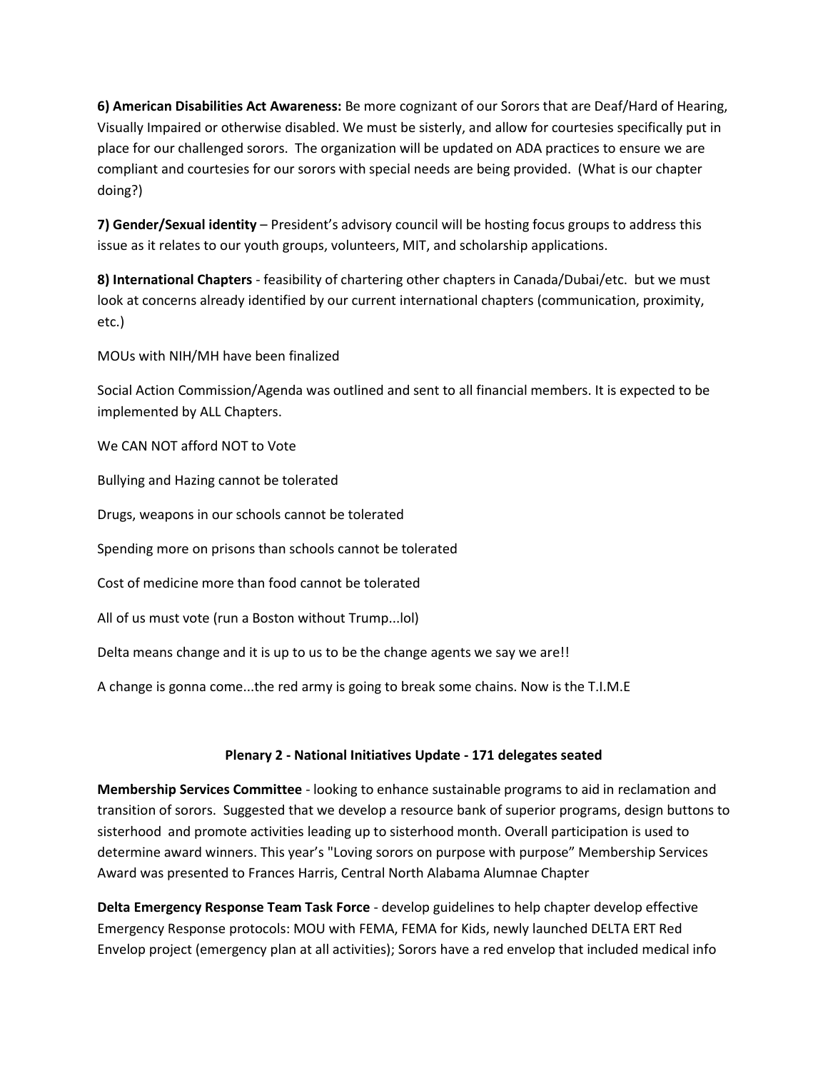**6) American Disabilities Act Awareness:** Be more cognizant of our Sorors that are Deaf/Hard of Hearing, Visually Impaired or otherwise disabled. We must be sisterly, and allow for courtesies specifically put in place for our challenged sorors. The organization will be updated on ADA practices to ensure we are compliant and courtesies for our sorors with special needs are being provided. (What is our chapter doing?)

**7) Gender/Sexual identity** – President's advisory council will be hosting focus groups to address this issue as it relates to our youth groups, volunteers, MIT, and scholarship applications.

**8) International Chapters** - feasibility of chartering other chapters in Canada/Dubai/etc. but we must look at concerns already identified by our current international chapters (communication, proximity, etc.)

MOUs with NIH/MH have been finalized

Social Action Commission/Agenda was outlined and sent to all financial members. It is expected to be implemented by ALL Chapters.

We CAN NOT afford NOT to Vote

Bullying and Hazing cannot be tolerated

Drugs, weapons in our schools cannot be tolerated

Spending more on prisons than schools cannot be tolerated

Cost of medicine more than food cannot be tolerated

All of us must vote (run a Boston without Trump...lol)

Delta means change and it is up to us to be the change agents we say we are!!

A change is gonna come...the red army is going to break some chains. Now is the T.I.M.E

**Plenary 2 - National Initiatives Update - 171 delegates seated**

**Membership Services Committee** - looking to enhance sustainable programs to aid in reclamation and transition of sorors. Suggested that we develop a resource bank of superior programs, design buttons to sisterhood and promote activities leading up to sisterhood month. Overall participation is used to determine award winners. This year's "Loving sorors on purpose with purpose" Membership Services Award was presented to Frances Harris, Central North Alabama Alumnae Chapter

**Delta Emergency Response Team Task Force** - develop guidelines to help chapter develop effective Emergency Response protocols: MOU with FEMA, FEMA for Kids, newly launched DELTA ERT Red Envelop project (emergency plan at all activities); Sorors have a red envelop that included medical info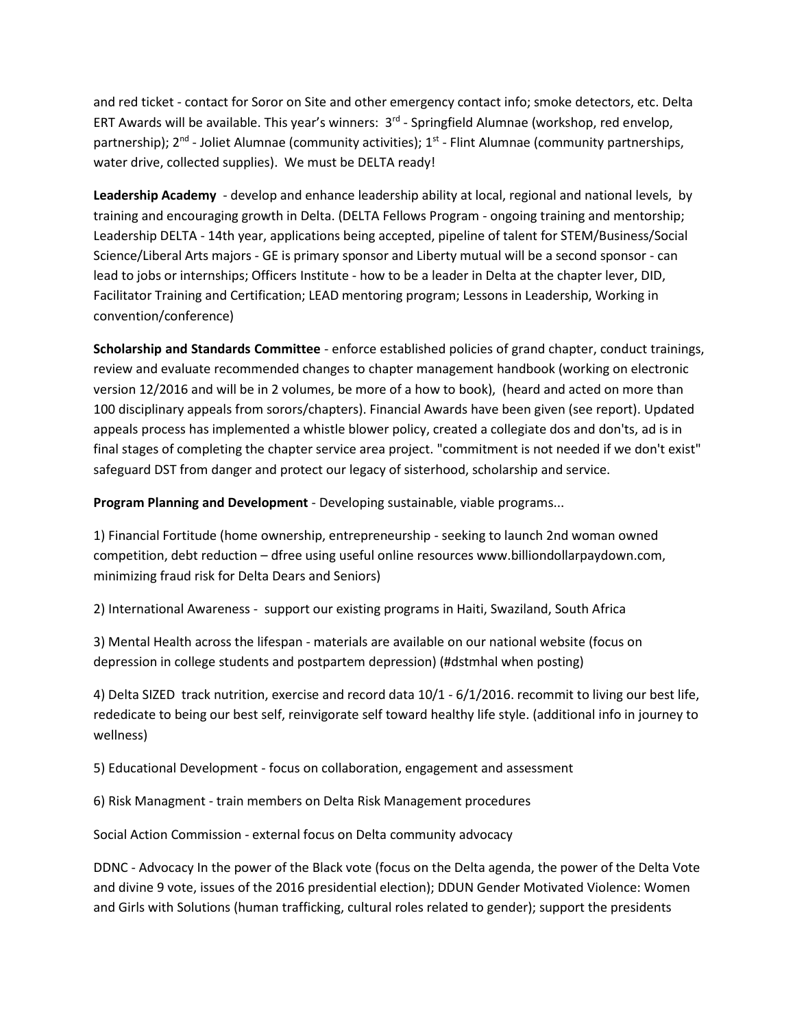and red ticket - contact for Soror on Site and other emergency contact info; smoke detectors, etc. Delta ERT Awards will be available. This year's winners: 3rd - Springfield Alumnae (workshop, red envelop, partnership); 2nd - Joliet Alumnae (community activities); 1st - Flint Alumnae (community partnerships, water drive, collected supplies). We must be DELTA ready!

**Leadership Academy** - develop and enhance leadership ability at local, regional and national levels, by training and encouraging growth in Delta. (DELTA Fellows Program - ongoing training and mentorship; Leadership DELTA - 14th year, applications being accepted, pipeline of talent for STEM/Business/Social Science/Liberal Arts majors - GE is primary sponsor and Liberty mutual will be a second sponsor - can lead to jobs or internships; Officers Institute - how to be a leader in Delta at the chapter lever, DID, Facilitator Training and Certification; LEAD mentoring program; Lessons in Leadership, Working in convention/conference)

**Scholarship and Standards Committee** - enforce established policies of grand chapter, conduct trainings, review and evaluate recommended changes to chapter management handbook (working on electronic version 12/2016 and will be in 2 volumes, be more of a how to book), (heard and acted on more than 100 disciplinary appeals from sorors/chapters). Financial Awards have been given (see report). Updated appeals process has implemented a whistle blower policy, created a collegiate dos and don'ts, ad is in final stages of completing the chapter service area project. "commitment is not needed if we don't exist" safeguard DST from danger and protect our legacy of sisterhood, scholarship and service.

**Program Planning and Development** - Developing sustainable, viable programs...

1) Financial Fortitude (home ownership, entrepreneurship - seeking to launch 2nd woman owned competition, debt reduction – dfree using useful online resources www.billiondollarpaydown.com, minimizing fraud risk for Delta Dears and Seniors)

2) International Awareness - support our existing programs in Haiti, Swaziland, South Africa

3) Mental Health across the lifespan - materials are available on our national website (focus on depression in college students and postpartem depression) (#dstmhal when posting)

4) Delta SIZED track nutrition, exercise and record data 10/1 - 6/1/2016. recommit to living our best life, rededicate to being our best self, reinvigorate self toward healthy life style. (additional info in journey to wellness)

5) Educational Development - focus on collaboration, engagement and assessment

6) Risk Managment - train members on Delta Risk Management procedures

Social Action Commission - external focus on Delta community advocacy

DDNC - Advocacy In the power of the Black vote (focus on the Delta agenda, the power of the Delta Vote and divine 9 vote, issues of the 2016 presidential election); DDUN Gender Motivated Violence: Women and Girls with Solutions (human trafficking, cultural roles related to gender); support the presidents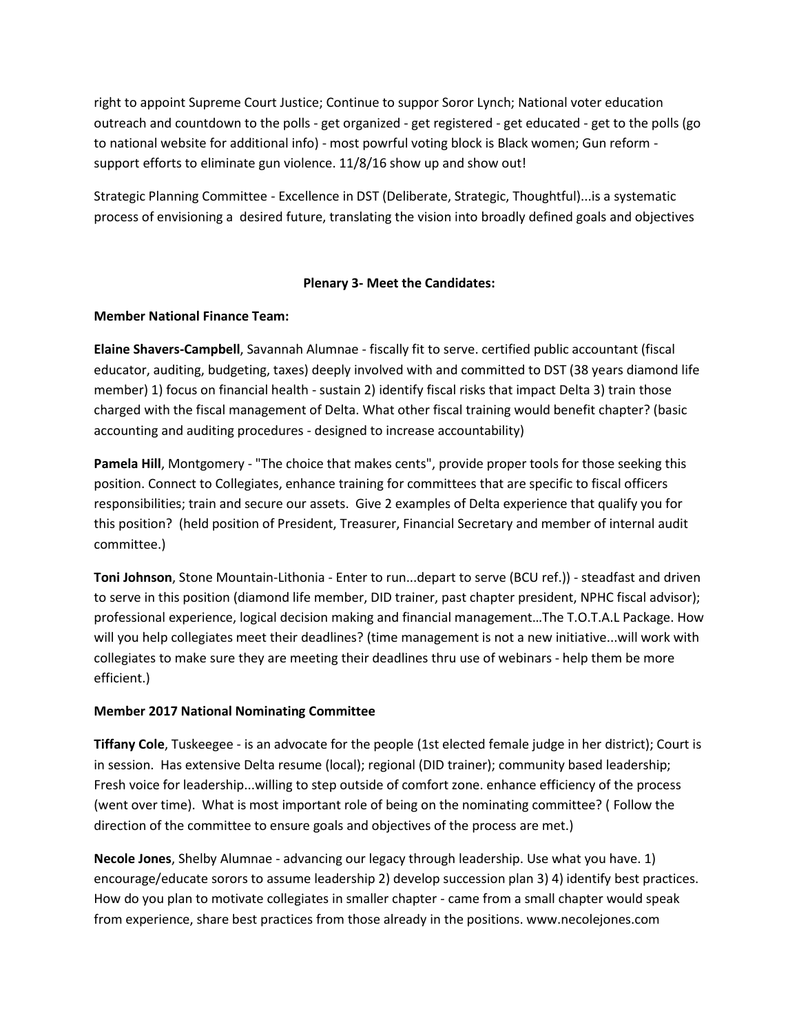right to appoint Supreme Court Justice; Continue to suppor Soror Lynch; National voter education outreach and countdown to the polls - get organized - get registered - get educated - get to the polls (go to national website for additional info) - most powrful voting block is Black women; Gun reform - support efforts to eliminate gun violence. 11/8/16 show up and show out!

Strategic Planning Committee - Excellence in DST (Deliberate, Strategic, Thoughtful)...is a systematic process of envisioning a desired future, translating the vision into broadly defined goals and objectives

**Plenary 3- Meet the Candidates:**

**Member National Finance Team:**

**Elaine Shavers-Campbell**, Savannah Alumnae - fiscally fit to serve. certified public accountant (fiscal educator, auditing, budgeting, taxes) deeply involved with and committed to DST (38 years diamond life member) 1) focus on financial health - sustain 2) identify fiscal risks that impact Delta 3) train those charged with the fiscal management of Delta. What other fiscal training would benefit chapter? (basic accounting and auditing procedures - designed to increase accountability)

**Pamela Hill**, Montgomery - "The choice that makes cents", provide proper tools for those seeking this position. Connect to Collegiates, enhance training for committees that are specific to fiscal officers responsibilities; train and secure our assets. Give 2 examples of Delta experience that qualify you for this position? (held position of President, Treasurer, Financial Secretary and member of internal audit committee.)

**Toni Johnson**, Stone Mountain-Lithonia - Enter to run...depart to serve (BCU ref.)) - steadfast and driven to serve in this position (diamond life member, DID trainer, past chapter president, NPHC fiscal advisor); professional experience, logical decision making and financial management…The T.O.T.A.L Package. How will you help collegiates meet their deadlines? (time management is not a new initiative...will work with collegiates to make sure they are meeting their deadlines thru use of webinars - help them be more efficient.)

**Member 2017 National Nominating Committee**

**Tiffany Cole**, Tuskeegee - is an advocate for the people (1st elected female judge in her district); Court is in session. Has extensive Delta resume (local); regional (DID trainer); community based leadership; Fresh voice for leadership...willing to step outside of comfort zone. enhance efficiency of the process (went over time). What is most important role of being on the nominating committee? ( Follow the direction of the committee to ensure goals and objectives of the process are met.)

**Necole Jones**, Shelby Alumnae - advancing our legacy through leadership. Use what you have. 1) encourage/educate sorors to assume leadership 2) develop succession plan 3) 4) identify best practices. How do you plan to motivate collegiates in smaller chapter - came from a small chapter would speak from experience, share best practices from those already in the positions. www.necolejones.com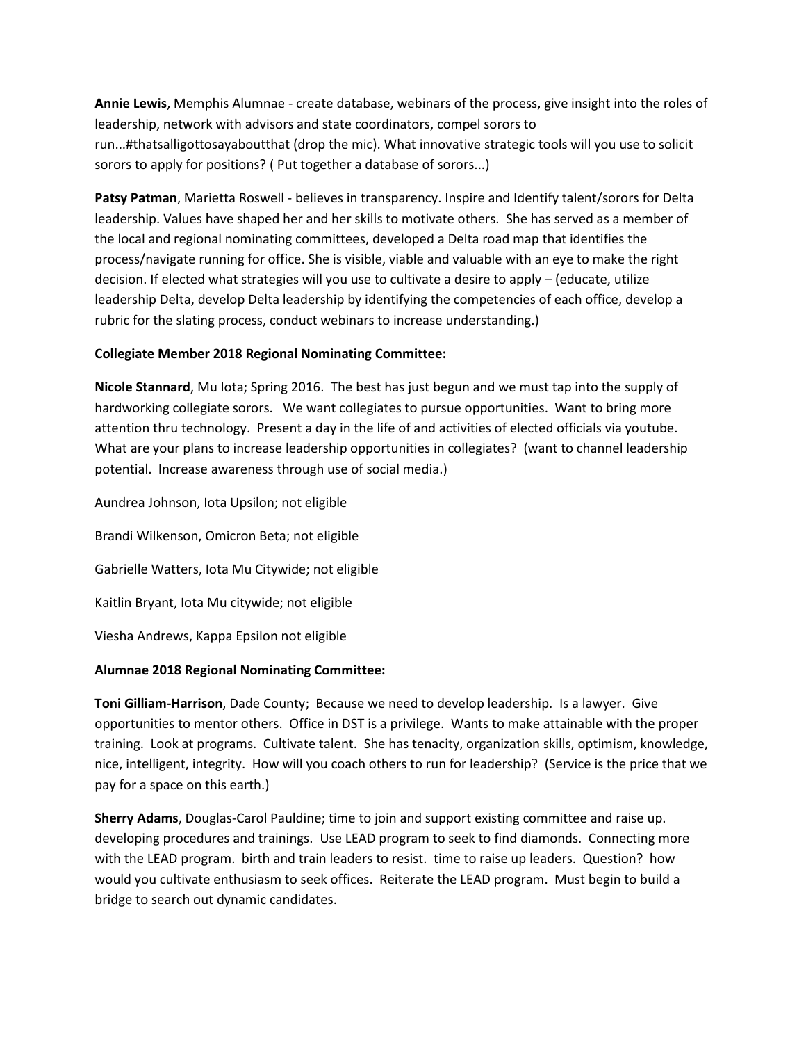**Annie Lewis**, Memphis Alumnae - create database, webinars of the process, give insight into the roles of leadership, network with advisors and state coordinators, compel sorors to run...#thatsalligottosayaboutthat (drop the mic). What innovative strategic tools will you use to solicit sorors to apply for positions? ( Put together a database of sorors...)

**Patsy Patman**, Marietta Roswell - believes in transparency. Inspire and Identify talent/sorors for Delta leadership. Values have shaped her and her skills to motivate others. She has served as a member of the local and regional nominating committees, developed a Delta road map that identifies the process/navigate running for office. She is visible, viable and valuable with an eye to make the right decision. If elected what strategies will you use to cultivate a desire to apply – (educate, utilize leadership Delta, develop Delta leadership by identifying the competencies of each office, develop a rubric for the slating process, conduct webinars to increase understanding.)

**Collegiate Member 2018 Regional Nominating Committee:**

**Nicole Stannard**, Mu Iota; Spring 2016. The best has just begun and we must tap into the supply of hardworking collegiate sorors. We want collegiates to pursue opportunities. Want to bring more attention thru technology. Present a day in the life of and activities of elected officials via youtube. What are your plans to increase leadership opportunities in collegiates? (want to channel leadership potential. Increase awareness through use of social media.)

Aundrea Johnson, Iota Upsilon; not eligible

Brandi Wilkenson, Omicron Beta; not eligible

Gabrielle Watters, Iota Mu Citywide; not eligible

Kaitlin Bryant, Iota Mu citywide; not eligible

Viesha Andrews, Kappa Epsilon not eligible

**Alumnae 2018 Regional Nominating Committee:**

**Toni Gilliam-Harrison**, Dade County; Because we need to develop leadership. Is a lawyer. Give opportunities to mentor others. Office in DST is a privilege. Wants to make attainable with the proper training. Look at programs. Cultivate talent. She has tenacity, organization skills, optimism, knowledge, nice, intelligent, integrity. How will you coach others to run for leadership? (Service is the price that we pay for a space on this earth.)

**Sherry Adams**, Douglas-Carol Pauldine; time to join and support existing committee and raise up. developing procedures and trainings. Use LEAD program to seek to find diamonds. Connecting more with the LEAD program. birth and train leaders to resist. time to raise up leaders. Question? how would you cultivate enthusiasm to seek offices. Reiterate the LEAD program. Must begin to build a bridge to search out dynamic candidates.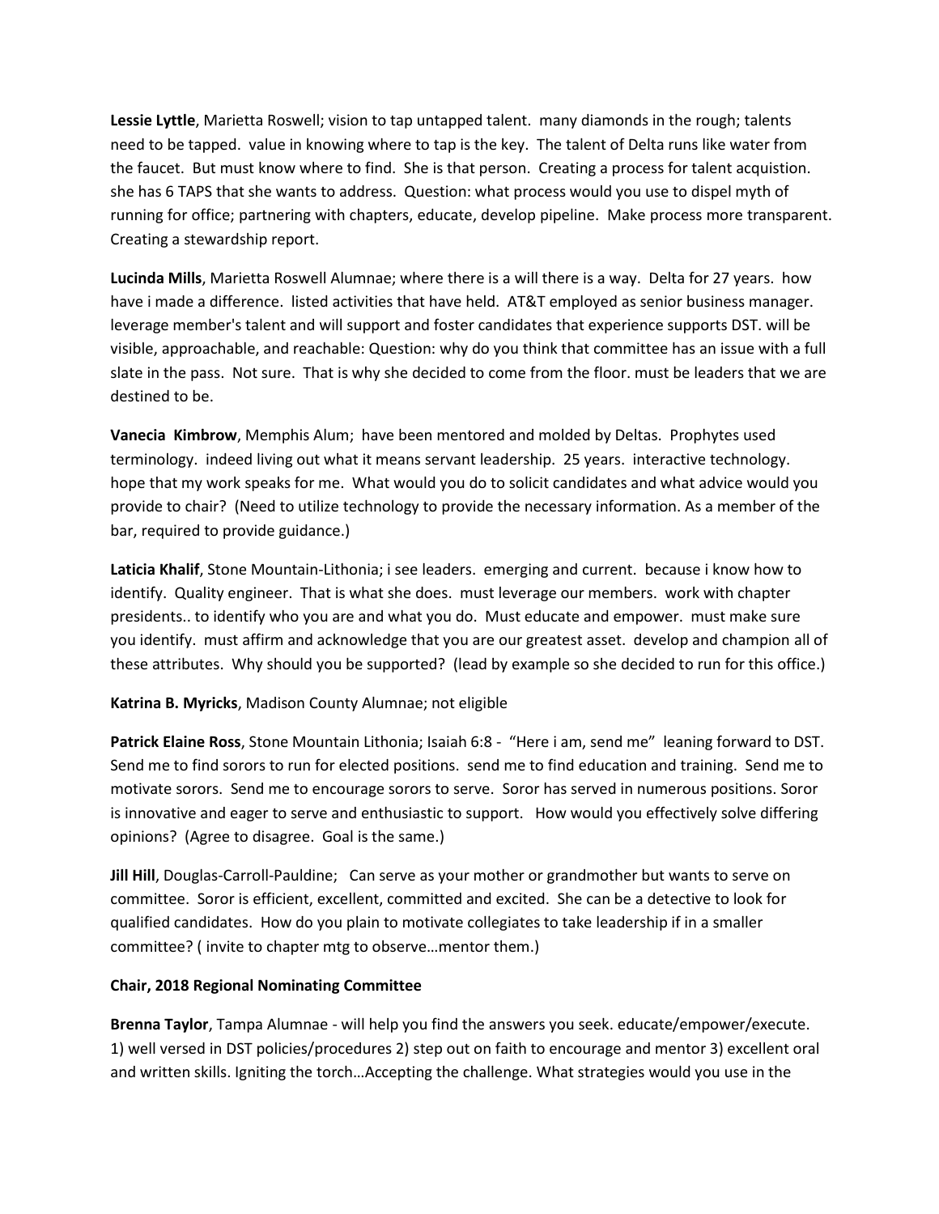**Lessie Lyttle**, Marietta Roswell; vision to tap untapped talent. many diamonds in the rough; talents need to be tapped. value in knowing where to tap is the key. The talent of Delta runs like water from the faucet. But must know where to find. She is that person. Creating a process for talent acquistion. she has 6 TAPS that she wants to address. Question: what process would you use to dispel myth of running for office; partnering with chapters, educate, develop pipeline. Make process more transparent. Creating a stewardship report.

**Lucinda Mills**, Marietta Roswell Alumnae; where there is a will there is a way. Delta for 27 years. how have i made a difference. listed activities that have held. AT&T employed as senior business manager. leverage member's talent and will support and foster candidates that experience supports DST. will be visible, approachable, and reachable: Question: why do you think that committee has an issue with a full slate in the pass. Not sure. That is why she decided to come from the floor. must be leaders that we are destined to be.

**Vanecia Kimbrow**, Memphis Alum; have been mentored and molded by Deltas. Prophytes used terminology. indeed living out what it means servant leadership. 25 years. interactive technology. hope that my work speaks for me. What would you do to solicit candidates and what advice would you provide to chair? (Need to utilize technology to provide the necessary information. As a member of the bar, required to provide guidance.)

**Laticia Khalif**, Stone Mountain-Lithonia; i see leaders. emerging and current. because i know how to identify. Quality engineer. That is what she does. must leverage our members. work with chapter presidents.. to identify who you are and what you do. Must educate and empower. must make sure you identify. must affirm and acknowledge that you are our greatest asset. develop and champion all of these attributes. Why should you be supported? (lead by example so she decided to run for this office.)

**Katrina B. Myricks**, Madison County Alumnae; not eligible

**Patrick Elaine Ross**, Stone Mountain Lithonia; Isaiah 6:8 - "Here i am, send me" leaning forward to DST. Send me to find sorors to run for elected positions. send me to find education and training. Send me to motivate sorors. Send me to encourage sorors to serve. Soror has served in numerous positions. Soror is innovative and eager to serve and enthusiastic to support. How would you effectively solve differing opinions? (Agree to disagree. Goal is the same.)

**Jill Hill**, Douglas-Carroll-Pauldine; Can serve as your mother or grandmother but wants to serve on committee. Soror is efficient, excellent, committed and excited. She can be a detective to look for qualified candidates. How do you plain to motivate collegiates to take leadership if in a smaller committee? ( invite to chapter mtg to observe…mentor them.)

**Chair, 2018 Regional Nominating Committee**

**Brenna Taylor**, Tampa Alumnae - will help you find the answers you seek. educate/empower/execute. 1) well versed in DST policies/procedures 2) step out on faith to encourage and mentor 3) excellent oral and written skills. Igniting the torch…Accepting the challenge. What strategies would you use in the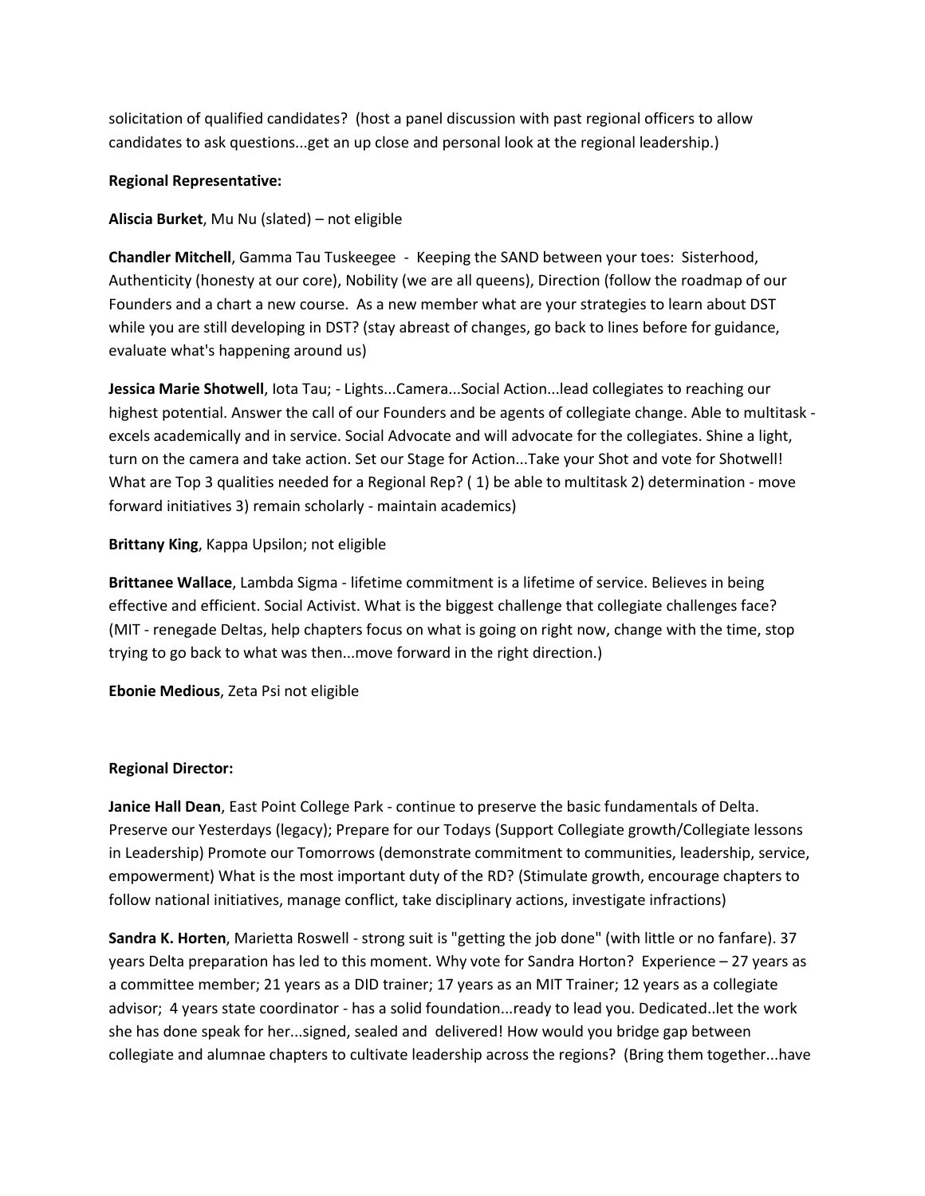solicitation of qualified candidates? (host a panel discussion with past regional officers to allow candidates to ask questions...get an up close and personal look at the regional leadership.)

**Regional Representative:**

**Aliscia Burket**, Mu Nu (slated) – not eligible

**Chandler Mitchell**, Gamma Tau Tuskeegee - Keeping the SAND between your toes: Sisterhood, Authenticity (honesty at our core), Nobility (we are all queens), Direction (follow the roadmap of our Founders and a chart a new course. As a new member what are your strategies to learn about DST while you are still developing in DST? (stay abreast of changes, go back to lines before for guidance, evaluate what's happening around us)

**Jessica Marie Shotwell**, Iota Tau; - Lights...Camera...Social Action...lead collegiates to reaching our highest potential. Answer the call of our Founders and be agents of collegiate change. Able to multitask - excels academically and in service. Social Advocate and will advocate for the collegiates. Shine a light, turn on the camera and take action. Set our Stage for Action...Take your Shot and vote for Shotwell! What are Top 3 qualities needed for a Regional Rep? ( 1) be able to multitask 2) determination - move forward initiatives 3) remain scholarly - maintain academics)

**Brittany King**, Kappa Upsilon; not eligible

**Brittanee Wallace**, Lambda Sigma - lifetime commitment is a lifetime of service. Believes in being effective and efficient. Social Activist. What is the biggest challenge that collegiate challenges face? (MIT - renegade Deltas, help chapters focus on what is going on right now, change with the time, stop trying to go back to what was then...move forward in the right direction.)

**Ebonie Medious**, Zeta Psi not eligible

**Regional Director:**

**Janice Hall Dean**, East Point College Park - continue to preserve the basic fundamentals of Delta. Preserve our Yesterdays (legacy); Prepare for our Todays (Support Collegiate growth/Collegiate lessons in Leadership) Promote our Tomorrows (demonstrate commitment to communities, leadership, service, empowerment) What is the most important duty of the RD? (Stimulate growth, encourage chapters to follow national initiatives, manage conflict, take disciplinary actions, investigate infractions)

**Sandra K. Horten**, Marietta Roswell - strong suit is "getting the job done" (with little or no fanfare). 37 years Delta preparation has led to this moment. Why vote for Sandra Horton? Experience – 27 years as a committee member; 21 years as a DID trainer; 17 years as an MIT Trainer; 12 years as a collegiate advisor; 4 years state coordinator - has a solid foundation...ready to lead you. Dedicated..let the work she has done speak for her...signed, sealed and delivered! How would you bridge gap between collegiate and alumnae chapters to cultivate leadership across the regions? (Bring them together...have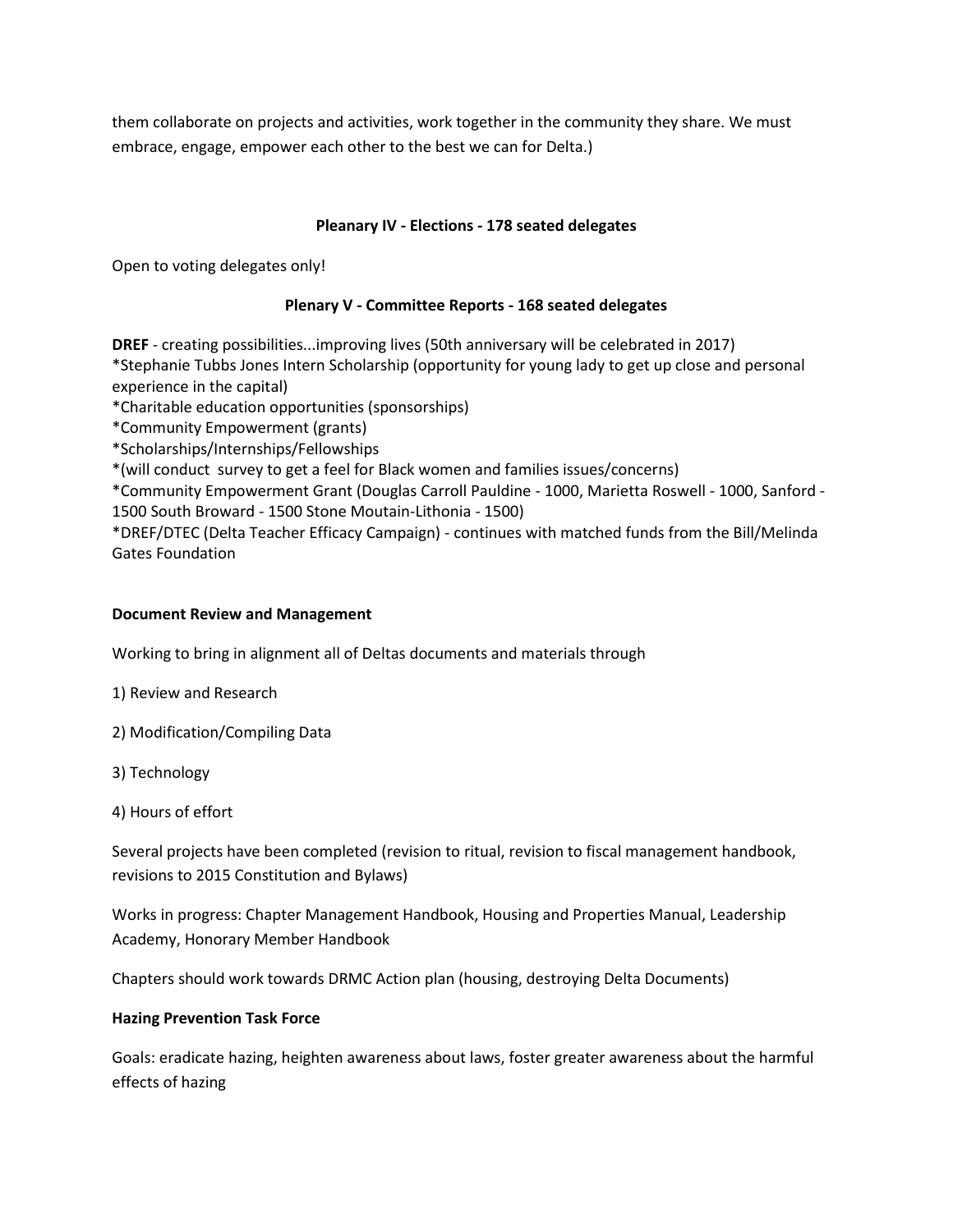them collaborate on projects and activities, work together in the community they share. We must embrace, engage, empower each other to the best we can for Delta.)

**Pleanary IV - Elections - 178 seated delegates**

Open to voting delegates only!

**Plenary V - Committee Reports - 168 seated delegates**

**DREF** - creating possibilities...improving lives (50th anniversary will be celebrated in 2017)
*Stephanie Tubbs Jones Intern Scholarship (opportunity for young lady to get up close and personal experience in the capital)
*Charitable education opportunities (sponsorships)
*Community Empowerment (grants)
*Scholarships/Internships/Fellowships
*(will conduct survey to get a feel for Black women and families issues/concerns)
*Community Empowerment Grant (Douglas Carroll Pauldine - 1000, Marietta Roswell - 1000, Sanford - 1500 South Broward - 1500 Stone Moutain-Lithonia - 1500)
*DREF/DTEC (Delta Teacher Efficacy Campaign) - continues with matched funds from the Bill/Melinda Gates Foundation

**Document Review and Management**

Working to bring in alignment all of Deltas documents and materials through

1) Review and Research

2) Modification/Compiling Data

3) Technology

4) Hours of effort

Several projects have been completed (revision to ritual, revision to fiscal management handbook, revisions to 2015 Constitution and Bylaws)

Works in progress: Chapter Management Handbook, Housing and Properties Manual, Leadership Academy, Honorary Member Handbook

Chapters should work towards DRMC Action plan (housing, destroying Delta Documents)

**Hazing Prevention Task Force**

Goals: eradicate hazing, heighten awareness about laws, foster greater awareness about the harmful effects of hazing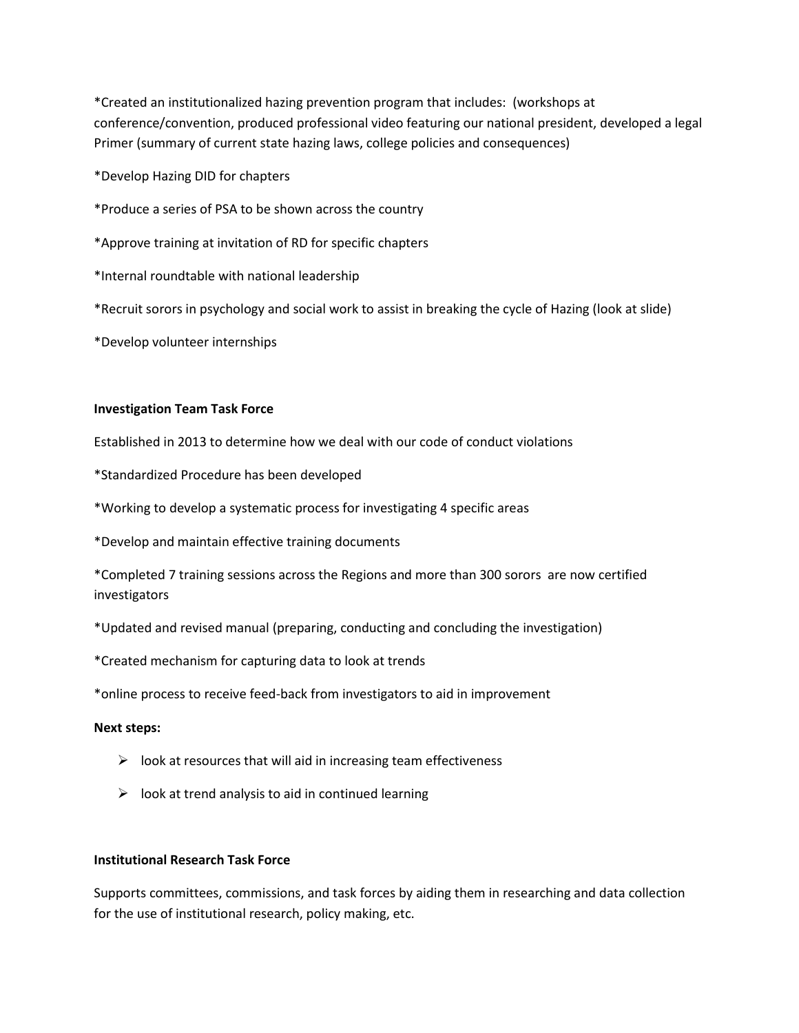*Created an institutionalized hazing prevention program that includes: (workshops at conference/convention, produced professional video featuring our national president, developed a legal Primer (summary of current state hazing laws, college policies and consequences)

*Develop Hazing DID for chapters

*Produce a series of PSA to be shown across the country

*Approve training at invitation of RD for specific chapters

*Internal roundtable with national leadership

*Recruit sorors in psychology and social work to assist in breaking the cycle of Hazing (look at slide)

*Develop volunteer internships

**Investigation Team Task Force**

Established in 2013 to determine how we deal with our code of conduct violations

*Standardized Procedure has been developed

*Working to develop a systematic process for investigating 4 specific areas

*Develop and maintain effective training documents

*Completed 7 training sessions across the Regions and more than 300 sorors are now certified investigators

*Updated and revised manual (preparing, conducting and concluding the investigation)

*Created mechanism for capturing data to look at trends

*online process to receive feed-back from investigators to aid in improvement

**Next steps:**

- look at resources that will aid in increasing team effectiveness
- look at trend analysis to aid in continued learning

**Institutional Research Task Force**

Supports committees, commissions, and task forces by aiding them in researching and data collection for the use of institutional research, policy making, etc.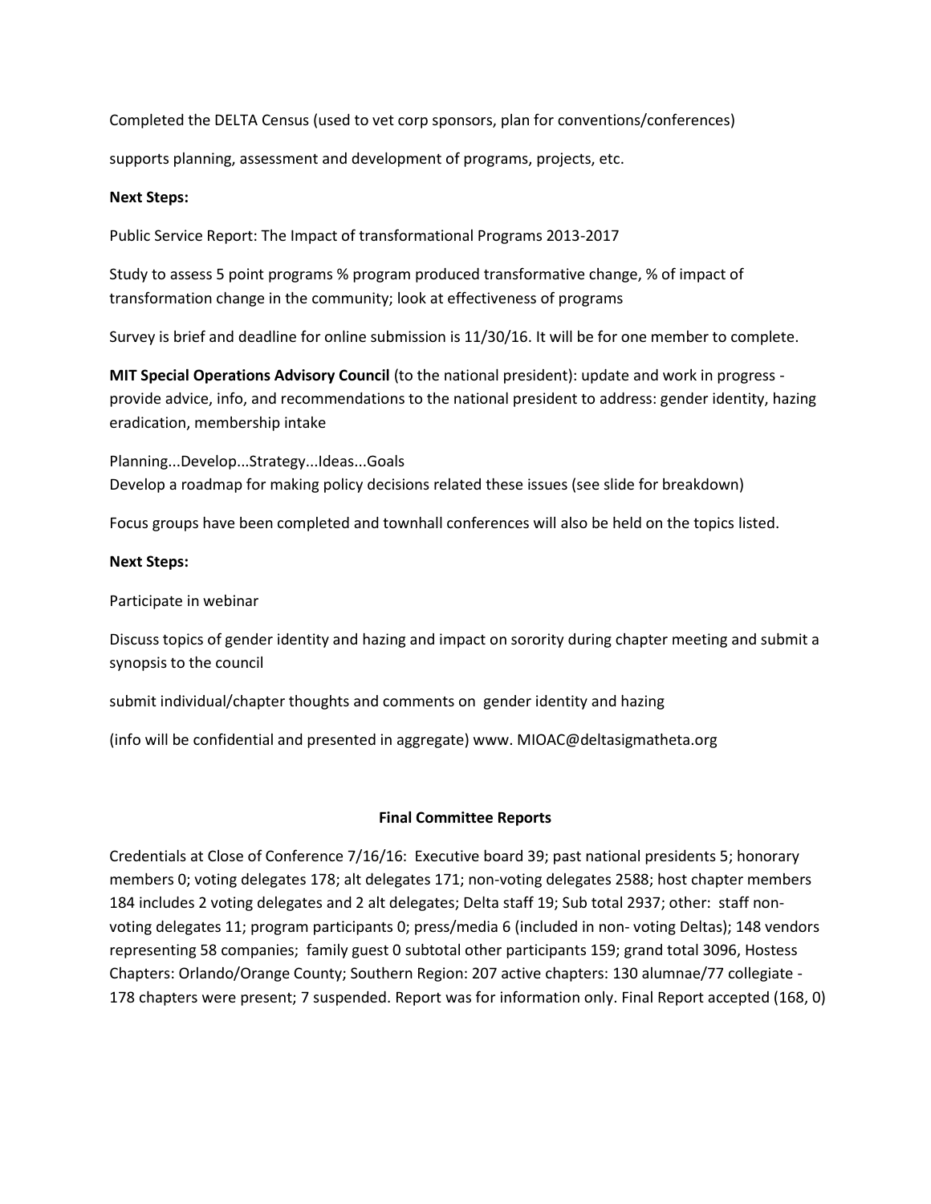Completed the DELTA Census (used to vet corp sponsors, plan for conventions/conferences)

supports planning, assessment and development of programs, projects, etc.

**Next Steps:**

Public Service Report: The Impact of transformational Programs 2013-2017

Study to assess 5 point programs % program produced transformative change, % of impact of transformation change in the community; look at effectiveness of programs

Survey is brief and deadline for online submission is 11/30/16. It will be for one member to complete.

**MIT Special Operations Advisory Council** (to the national president): update and work in progress - provide advice, info, and recommendations to the national president to address: gender identity, hazing eradication, membership intake

Planning...Develop...Strategy...Ideas...Goals
Develop a roadmap for making policy decisions related these issues (see slide for breakdown)

Focus groups have been completed and townhall conferences will also be held on the topics listed.

**Next Steps:**

Participate in webinar

Discuss topics of gender identity and hazing and impact on sorority during chapter meeting and submit a synopsis to the council

submit individual/chapter thoughts and comments on gender identity and hazing

(info will be confidential and presented in aggregate) www. MIOAC@deltasigmatheta.org

**Final Committee Reports**

Credentials at Close of Conference 7/16/16: Executive board 39; past national presidents 5; honorary members 0; voting delegates 178; alt delegates 171; non-voting delegates 2588; host chapter members 184 includes 2 voting delegates and 2 alt delegates; Delta staff 19; Sub total 2937; other: staff non-voting delegates 11; program participants 0; press/media 6 (included in non- voting Deltas); 148 vendors representing 58 companies; family guest 0 subtotal other participants 159; grand total 3096, Hostess Chapters: Orlando/Orange County; Southern Region: 207 active chapters: 130 alumnae/77 collegiate - 178 chapters were present; 7 suspended. Report was for information only. Final Report accepted (168, 0)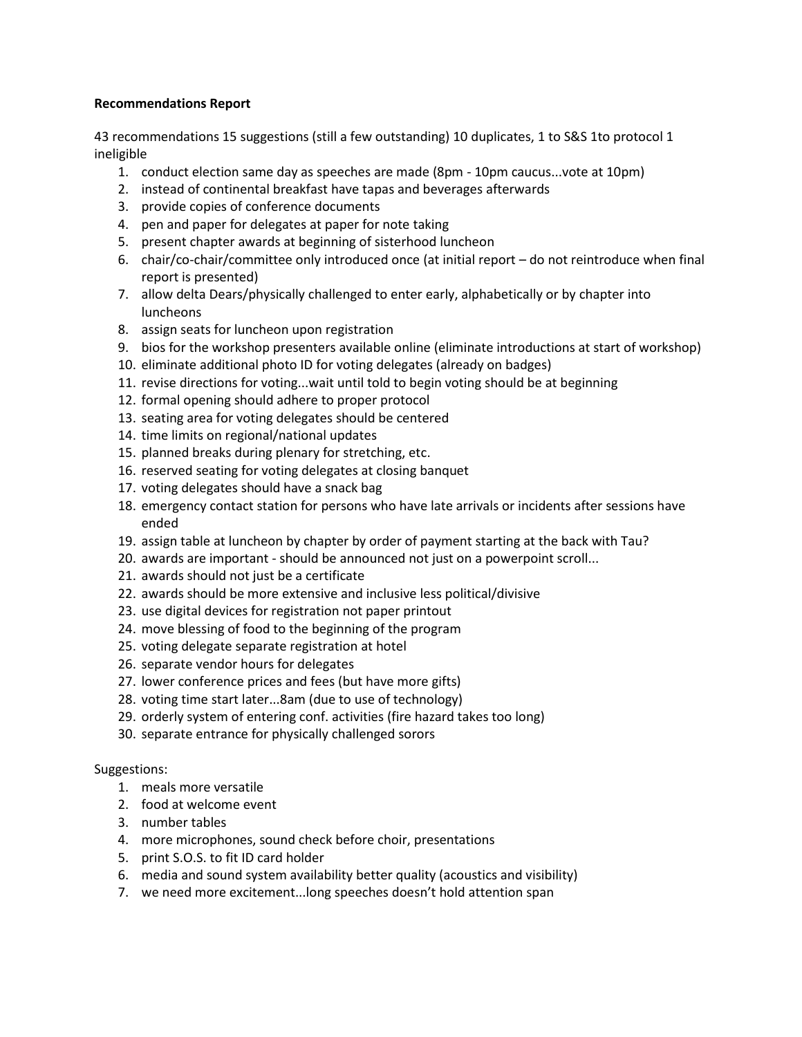**Recommendations Report**

43 recommendations 15 suggestions (still a few outstanding) 10 duplicates, 1 to S&S 1to protocol 1 ineligible

1. conduct election same day as speeches are made (8pm - 10pm caucus...vote at 10pm)
2. instead of continental breakfast have tapas and beverages afterwards
3. provide copies of conference documents
4. pen and paper for delegates at paper for note taking
5. present chapter awards at beginning of sisterhood luncheon
6. chair/co-chair/committee only introduced once (at initial report – do not reintroduce when final report is presented)
7. allow delta Dears/physically challenged to enter early, alphabetically or by chapter into luncheons
8. assign seats for luncheon upon registration
9. bios for the workshop presenters available online (eliminate introductions at start of workshop)
10. eliminate additional photo ID for voting delegates (already on badges)
11. revise directions for voting...wait until told to begin voting should be at beginning
12. formal opening should adhere to proper protocol
13. seating area for voting delegates should be centered
14. time limits on regional/national updates
15. planned breaks during plenary for stretching, etc.
16. reserved seating for voting delegates at closing banquet
17. voting delegates should have a snack bag
18. emergency contact station for persons who have late arrivals or incidents after sessions have ended
19. assign table at luncheon by chapter by order of payment starting at the back with Tau?
20. awards are important - should be announced not just on a powerpoint scroll...
21. awards should not just be a certificate
22. awards should be more extensive and inclusive less political/divisive
23. use digital devices for registration not paper printout
24. move blessing of food to the beginning of the program
25. voting delegate separate registration at hotel
26. separate vendor hours for delegates
27. lower conference prices and fees (but have more gifts)
28. voting time start later...8am (due to use of technology)
29. orderly system of entering conf. activities (fire hazard takes too long)
30. separate entrance for physically challenged sorors

Suggestions:

1. meals more versatile
2. food at welcome event
3. number tables
4. more microphones, sound check before choir, presentations
5. print S.O.S. to fit ID card holder
6. media and sound system availability better quality (acoustics and visibility)
7. we need more excitement...long speeches doesn't hold attention span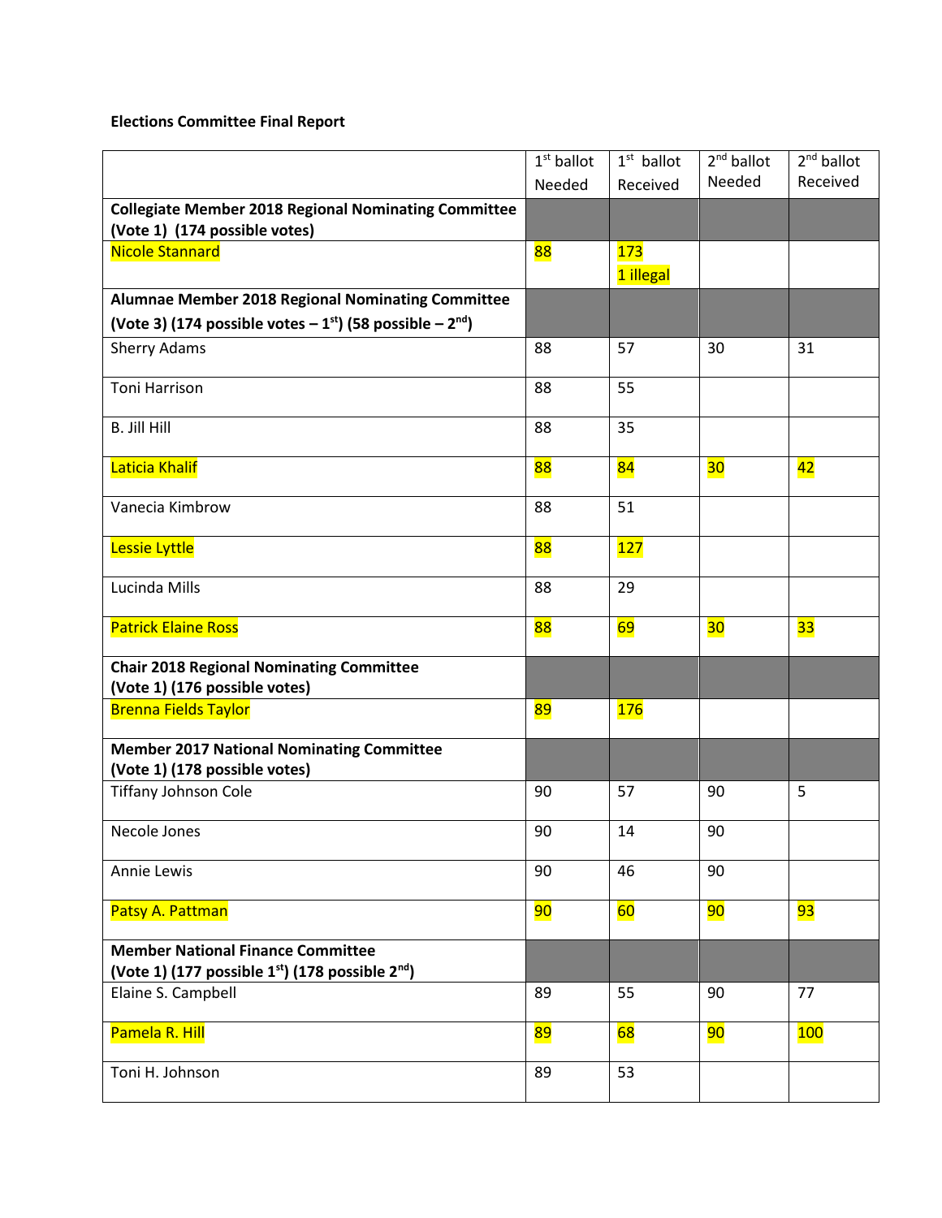**Elections Committee Final Report**

| | 1st ballot Needed | 1st ballot Received | 2nd ballot Needed | 2nd ballot Received |
|---|---|---|---|---|
| **Collegiate Member 2018 Regional Nominating Committee (Vote 1) (174 possible votes)** | | | | |
| Nicole Stannard | 88 | 173<br>1 illegal | | |
| **Alumnae Member 2018 Regional Nominating Committee (Vote 3) (174 possible votes – 1st) (58 possible – 2nd)** | | | | |
| Sherry Adams | 88 | 57 | 30 | 31 |
| Toni Harrison | 88 | 55 | | |
| B. Jill Hill | 88 | 35 | | |
| Laticia Khalif | 88 | 84 | 30 | 42 |
| Vanecia Kimbrow | 88 | 51 | | |
| Lessie Lyttle | 88 | 127 | | |
| Lucinda Mills | 88 | 29 | | |
| Patrick Elaine Ross | 88 | 69 | 30 | 33 |
| **Chair 2018 Regional Nominating Committee (Vote 1) (176 possible votes)** | | | | |
| Brenna Fields Taylor | 89 | 176 | | |
| **Member 2017 National Nominating Committee (Vote 1) (178 possible votes)** | | | | |
| Tiffany Johnson Cole | 90 | 57 | 90 | 5 |
| Necole Jones | 90 | 14 | 90 | |
| Annie Lewis | 90 | 46 | 90 | |
| Patsy A. Pattman | 90 | 60 | 90 | 93 |
| **Member National Finance Committee (Vote 1) (177 possible 1st) (178 possible 2nd)** | | | | |
| Elaine S. Campbell | 89 | 55 | 90 | 77 |
| Pamela R. Hill | 89 | 68 | 90 | 100 |
| Toni H. Johnson | 89 | 53 | | |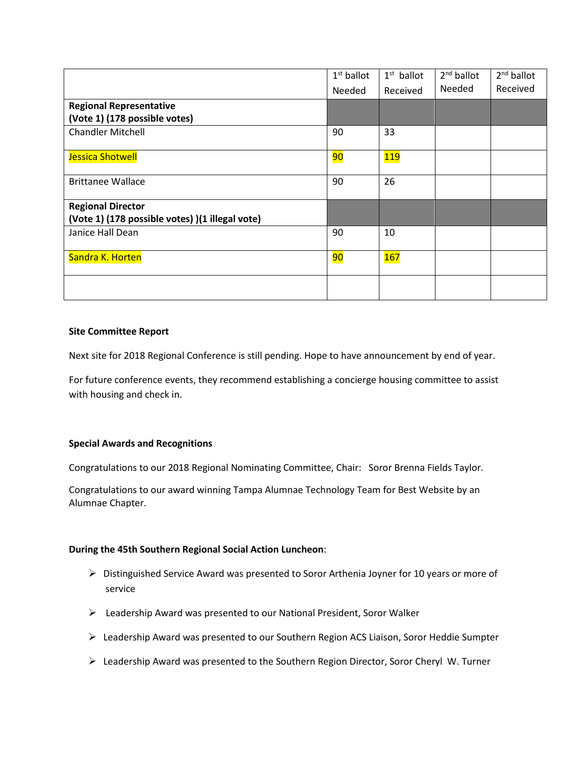| | 1st ballot Needed | 1st ballot Received | 2nd ballot Needed | 2nd ballot Received |
|---|---|---|---|---|
| **Regional Representative (Vote 1) (178 possible votes)** | | | | |
| Chandler Mitchell | 90 | 33 | | |
| Jessica Shotwell | 90 | 119 | | |
| Brittanee Wallace | 90 | 26 | | |
| **Regional Director (Vote 1) (178 possible votes) )(1 illegal vote)** | | | | |
| Janice Hall Dean | 90 | 10 | | |
| Sandra K. Horten | 90 | 167 | | |
| | | | | |

**Site Committee Report**

Next site for 2018 Regional Conference is still pending. Hope to have announcement by end of year.

For future conference events, they recommend establishing a concierge housing committee to assist with housing and check in.

**Special Awards and Recognitions**

Congratulations to our 2018 Regional Nominating Committee, Chair: Soror Brenna Fields Taylor.

Congratulations to our award winning Tampa Alumnae Technology Team for Best Website by an Alumnae Chapter.

**During the 45th Southern Regional Social Action Luncheon**:

- Distinguished Service Award was presented to Soror Arthenia Joyner for 10 years or more of service
- Leadership Award was presented to our National President, Soror Walker
- Leadership Award was presented to our Southern Region ACS Liaison, Soror Heddie Sumpter
- Leadership Award was presented to the Southern Region Director, Soror Cheryl W. Turner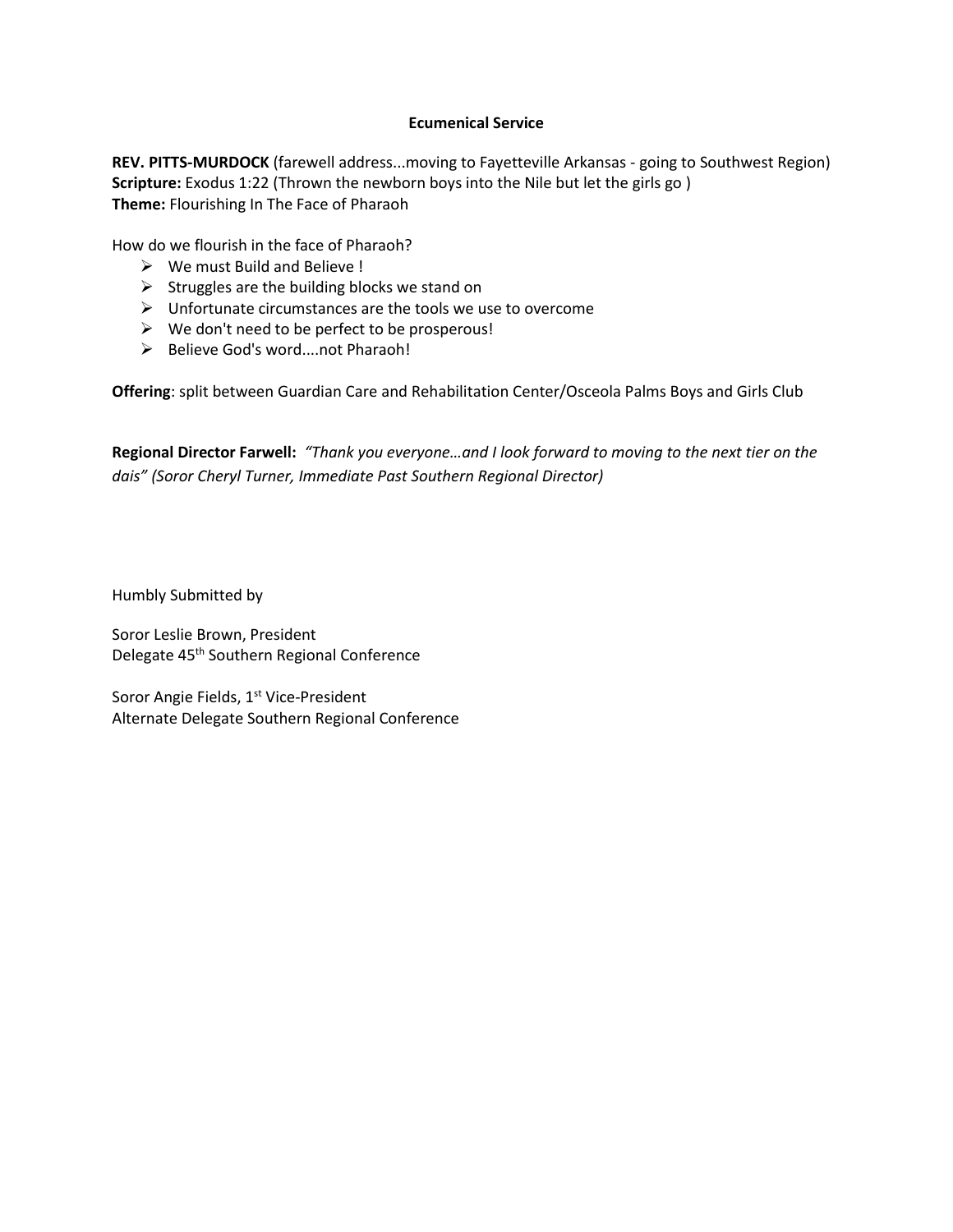**Ecumenical Service**

**REV. PITTS-MURDOCK** (farewell address...moving to Fayetteville Arkansas - going to Southwest Region)
**Scripture:** Exodus 1:22 (Thrown the newborn boys into the Nile but let the girls go )
**Theme:** Flourishing In The Face of Pharaoh

How do we flourish in the face of Pharaoh?

- We must Build and Believe !
- Struggles are the building blocks we stand on
- Unfortunate circumstances are the tools we use to overcome
- We don't need to be perfect to be prosperous!
- Believe God's word....not Pharaoh!

**Offering**: split between Guardian Care and Rehabilitation Center/Osceola Palms Boys and Girls Club

**Regional Director Farwell:** *"Thank you everyone…and I look forward to moving to the next tier on the dais" (Soror Cheryl Turner, Immediate Past Southern Regional Director)*

Humbly Submitted by

Soror Leslie Brown, President
Delegate 45th Southern Regional Conference

Soror Angie Fields, 1st Vice-President
Alternate Delegate Southern Regional Conference